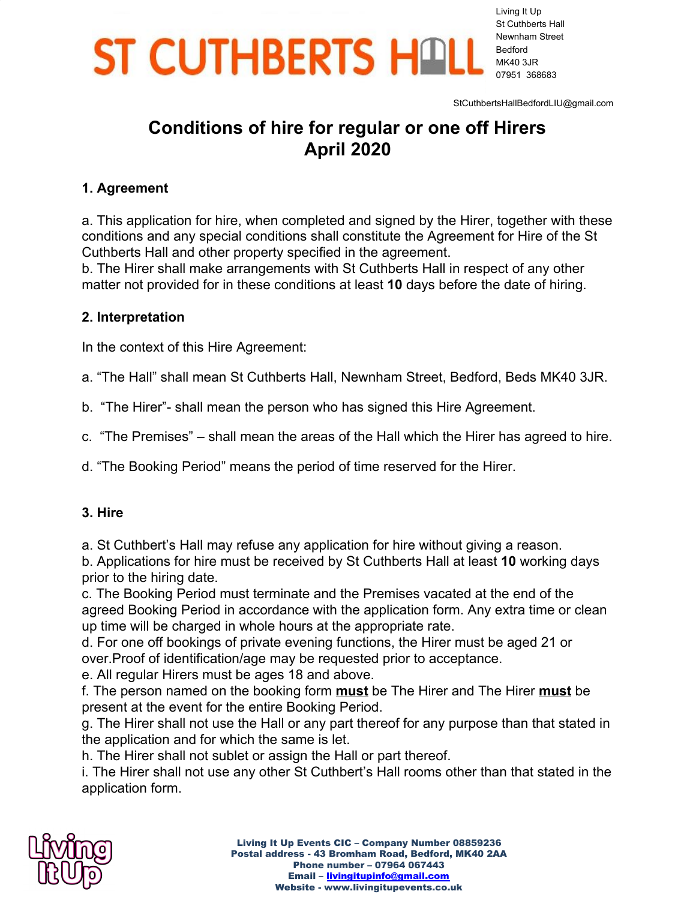# ST CUTHBERTS HALL

Living It Up
St Cuthberts Hall
Newnham Street
Bedford
MK40 3JR
07951 368683

StCuthbertsHallBedfordLIU@gmail.com

## Conditions of hire for regular or one off Hirers
## April 2020

### 1. Agreement

a. This application for hire, when completed and signed by the Hirer, together with these conditions and any special conditions shall constitute the Agreement for Hire of the St Cuthberts Hall and other property specified in the agreement.
b. The Hirer shall make arrangements with St Cuthberts Hall in respect of any other matter not provided for in these conditions at least **10** days before the date of hiring.

### 2. Interpretation

In the context of this Hire Agreement:

a. "The Hall" shall mean St Cuthberts Hall, Newnham Street, Bedford, Beds MK40 3JR.

b. "The Hirer"- shall mean the person who has signed this Hire Agreement.

c. "The Premises" – shall mean the areas of the Hall which the Hirer has agreed to hire.

d. "The Booking Period" means the period of time reserved for the Hirer.

### 3. Hire

a. St Cuthbert's Hall may refuse any application for hire without giving a reason.
b. Applications for hire must be received by St Cuthberts Hall at least **10** working days prior to the hiring date.
c. The Booking Period must terminate and the Premises vacated at the end of the agreed Booking Period in accordance with the application form. Any extra time or clean up time will be charged in whole hours at the appropriate rate.
d. For one off bookings of private evening functions, the Hirer must be aged 21 or over.Proof of identification/age may be requested prior to acceptance.
e. All regular Hirers must be ages 18 and above.
f. The person named on the booking form **<u>must</u>** be The Hirer and The Hirer **<u>must</u>** be present at the event for the entire Booking Period.
g. The Hirer shall not use the Hall or any part thereof for any purpose than that stated in the application and for which the same is let.
h. The Hirer shall not sublet or assign the Hall or part thereof.
i. The Hirer shall not use any other St Cuthbert's Hall rooms other than that stated in the application form.

**Living It Up Events CIC – Company Number 08859236**
**Postal address - 43 Bromham Road, Bedford, MK40 2AA**
**Phone number – 07964 067443**
**Email – livingitupinfo@gmail.com**
**Website - www.livingitupevents.co.uk**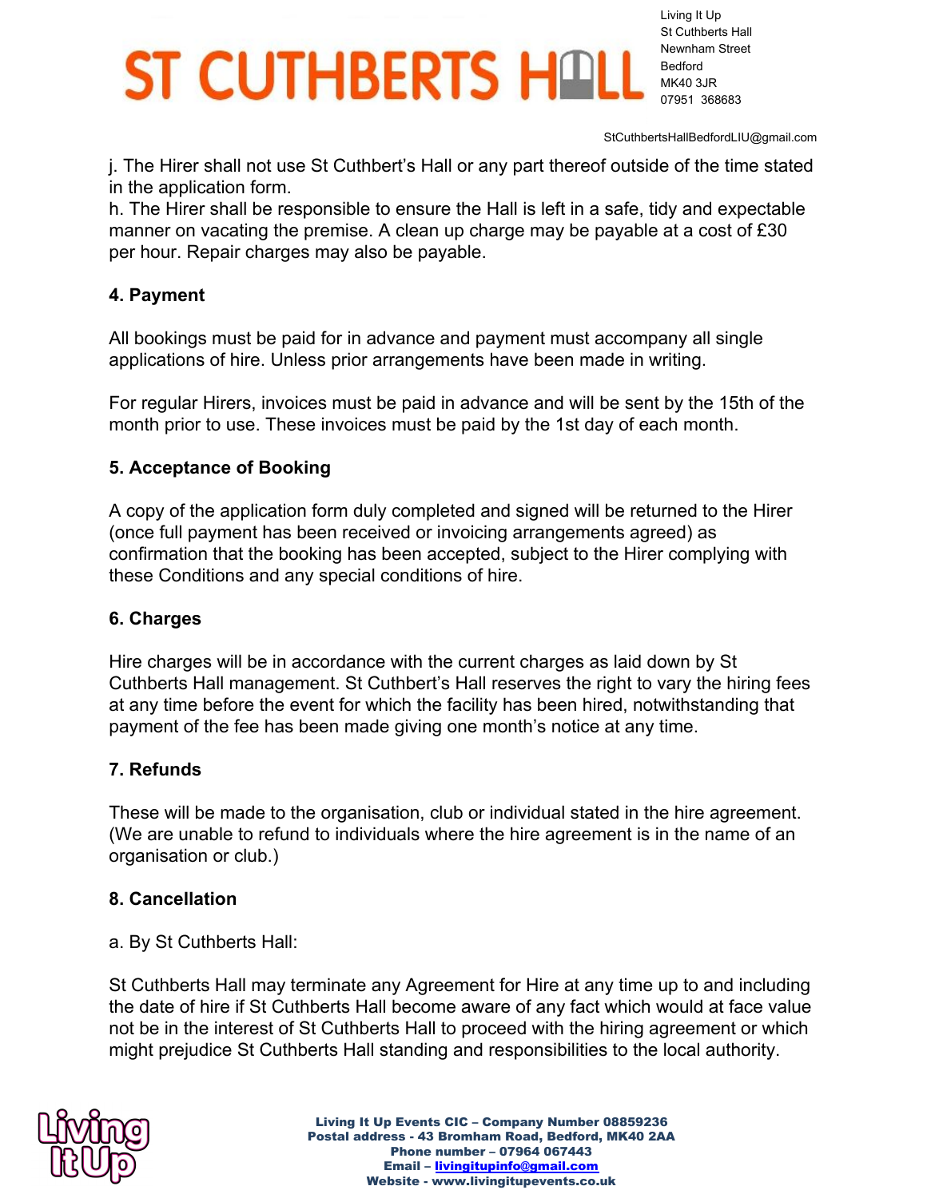j. The Hirer shall not use St Cuthbert's Hall or any part thereof outside of the time stated in the application form.

h. The Hirer shall be responsible to ensure the Hall is left in a safe, tidy and expectable manner on vacating the premise. A clean up charge may be payable at a cost of £30 per hour. Repair charges may also be payable.

**4. Payment**

All bookings must be paid for in advance and payment must accompany all single applications of hire. Unless prior arrangements have been made in writing.

For regular Hirers, invoices must be paid in advance and will be sent by the 15th of the month prior to use. These invoices must be paid by the 1st day of each month.

**5. Acceptance of Booking**

A copy of the application form duly completed and signed will be returned to the Hirer (once full payment has been received or invoicing arrangements agreed) as confirmation that the booking has been accepted, subject to the Hirer complying with these Conditions and any special conditions of hire.

**6. Charges**

Hire charges will be in accordance with the current charges as laid down by St Cuthberts Hall management. St Cuthbert's Hall reserves the right to vary the hiring fees at any time before the event for which the facility has been hired, notwithstanding that payment of the fee has been made giving one month's notice at any time.

**7. Refunds**

These will be made to the organisation, club or individual stated in the hire agreement. (We are unable to refund to individuals where the hire agreement is in the name of an organisation or club.)

**8. Cancellation**

a. By St Cuthberts Hall:

St Cuthberts Hall may terminate any Agreement for Hire at any time up to and including the date of hire if St Cuthberts Hall become aware of any fact which would at face value not be in the interest of St Cuthberts Hall to proceed with the hiring agreement or which might prejudice St Cuthberts Hall standing and responsibilities to the local authority.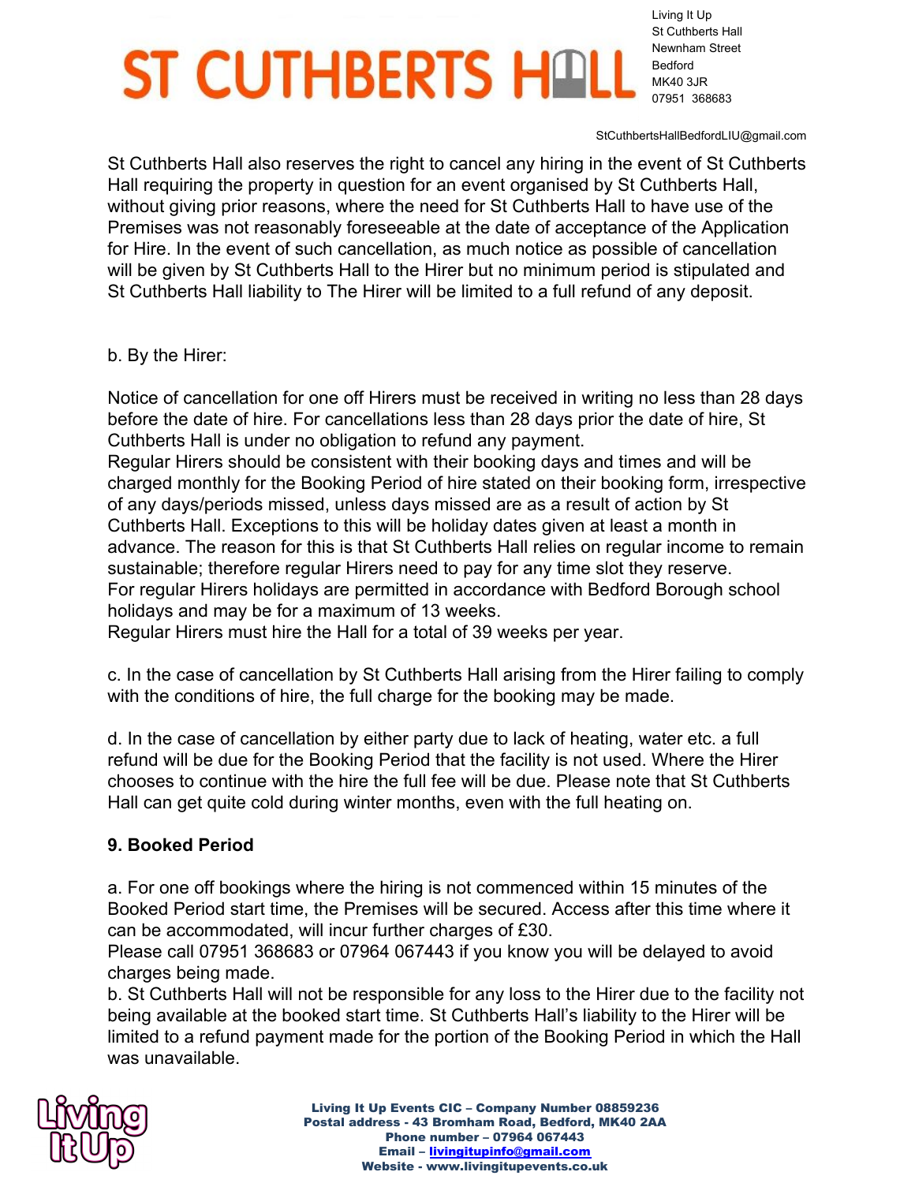St Cuthberts Hall also reserves the right to cancel any hiring in the event of St Cuthberts Hall requiring the property in question for an event organised by St Cuthberts Hall, without giving prior reasons, where the need for St Cuthberts Hall to have use of the Premises was not reasonably foreseeable at the date of acceptance of the Application for Hire. In the event of such cancellation, as much notice as possible of cancellation will be given by St Cuthberts Hall to the Hirer but no minimum period is stipulated and St Cuthberts Hall liability to The Hirer will be limited to a full refund of any deposit.

b. By the Hirer:

Notice of cancellation for one off Hirers must be received in writing no less than 28 days before the date of hire. For cancellations less than 28 days prior the date of hire, St Cuthberts Hall is under no obligation to refund any payment.
Regular Hirers should be consistent with their booking days and times and will be charged monthly for the Booking Period of hire stated on their booking form, irrespective of any days/periods missed, unless days missed are as a result of action by St Cuthberts Hall. Exceptions to this will be holiday dates given at least a month in advance. The reason for this is that St Cuthberts Hall relies on regular income to remain sustainable; therefore regular Hirers need to pay for any time slot they reserve.
For regular Hirers holidays are permitted in accordance with Bedford Borough school holidays and may be for a maximum of 13 weeks.
Regular Hirers must hire the Hall for a total of 39 weeks per year.

c. In the case of cancellation by St Cuthberts Hall arising from the Hirer failing to comply with the conditions of hire, the full charge for the booking may be made.

d. In the case of cancellation by either party due to lack of heating, water etc. a full refund will be due for the Booking Period that the facility is not used. Where the Hirer chooses to continue with the hire the full fee will be due. Please note that St Cuthberts Hall can get quite cold during winter months, even with the full heating on.

## 9. Booked Period

a. For one off bookings where the hiring is not commenced within 15 minutes of the Booked Period start time, the Premises will be secured. Access after this time where it can be accommodated, will incur further charges of £30.
Please call 07951 368683 or 07964 067443 if you know you will be delayed to avoid charges being made.
b. St Cuthberts Hall will not be responsible for any loss to the Hirer due to the facility not being available at the booked start time. St Cuthberts Hall's liability to the Hirer will be limited to a refund payment made for the portion of the Booking Period in which the Hall was unavailable.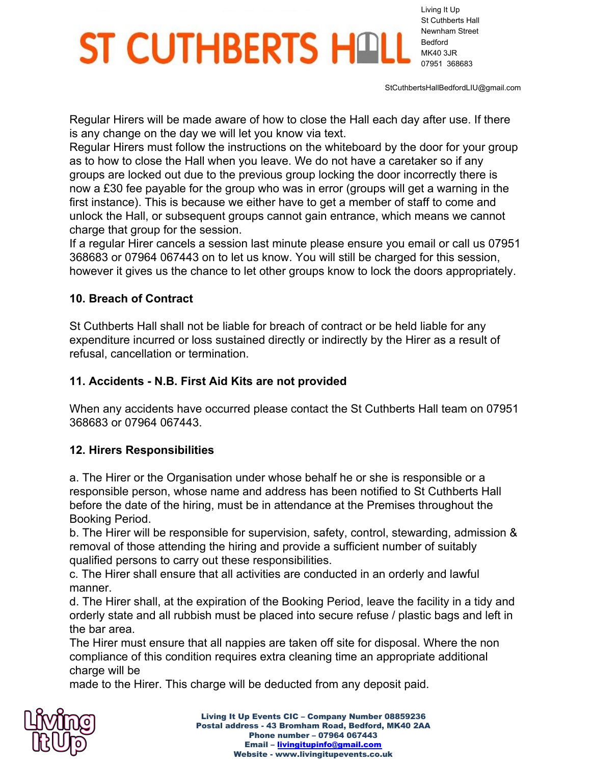Regular Hirers will be made aware of how to close the Hall each day after use. If there is any change on the day we will let you know via text.

Regular Hirers must follow the instructions on the whiteboard by the door for your group as to how to close the Hall when you leave. We do not have a caretaker so if any groups are locked out due to the previous group locking the door incorrectly there is now a £30 fee payable for the group who was in error (groups will get a warning in the first instance). This is because we either have to get a member of staff to come and unlock the Hall, or subsequent groups cannot gain entrance, which means we cannot charge that group for the session.

If a regular Hirer cancels a session last minute please ensure you email or call us 07951 368683 or 07964 067443 on to let us know. You will still be charged for this session, however it gives us the chance to let other groups know to lock the doors appropriately.

**10. Breach of Contract**

St Cuthberts Hall shall not be liable for breach of contract or be held liable for any expenditure incurred or loss sustained directly or indirectly by the Hirer as a result of refusal, cancellation or termination.

**11. Accidents - N.B. First Aid Kits are not provided**

When any accidents have occurred please contact the St Cuthberts Hall team on 07951 368683 or 07964 067443.

**12. Hirers Responsibilities**

a. The Hirer or the Organisation under whose behalf he or she is responsible or a responsible person, whose name and address has been notified to St Cuthberts Hall before the date of the hiring, must be in attendance at the Premises throughout the Booking Period.

b. The Hirer will be responsible for supervision, safety, control, stewarding, admission & removal of those attending the hiring and provide a sufficient number of suitably qualified persons to carry out these responsibilities.

c. The Hirer shall ensure that all activities are conducted in an orderly and lawful manner.

d. The Hirer shall, at the expiration of the Booking Period, leave the facility in a tidy and orderly state and all rubbish must be placed into secure refuse / plastic bags and left in the bar area.

The Hirer must ensure that all nappies are taken off site for disposal. Where the non compliance of this condition requires extra cleaning time an appropriate additional charge will be made to the Hirer. This charge will be deducted from any deposit paid.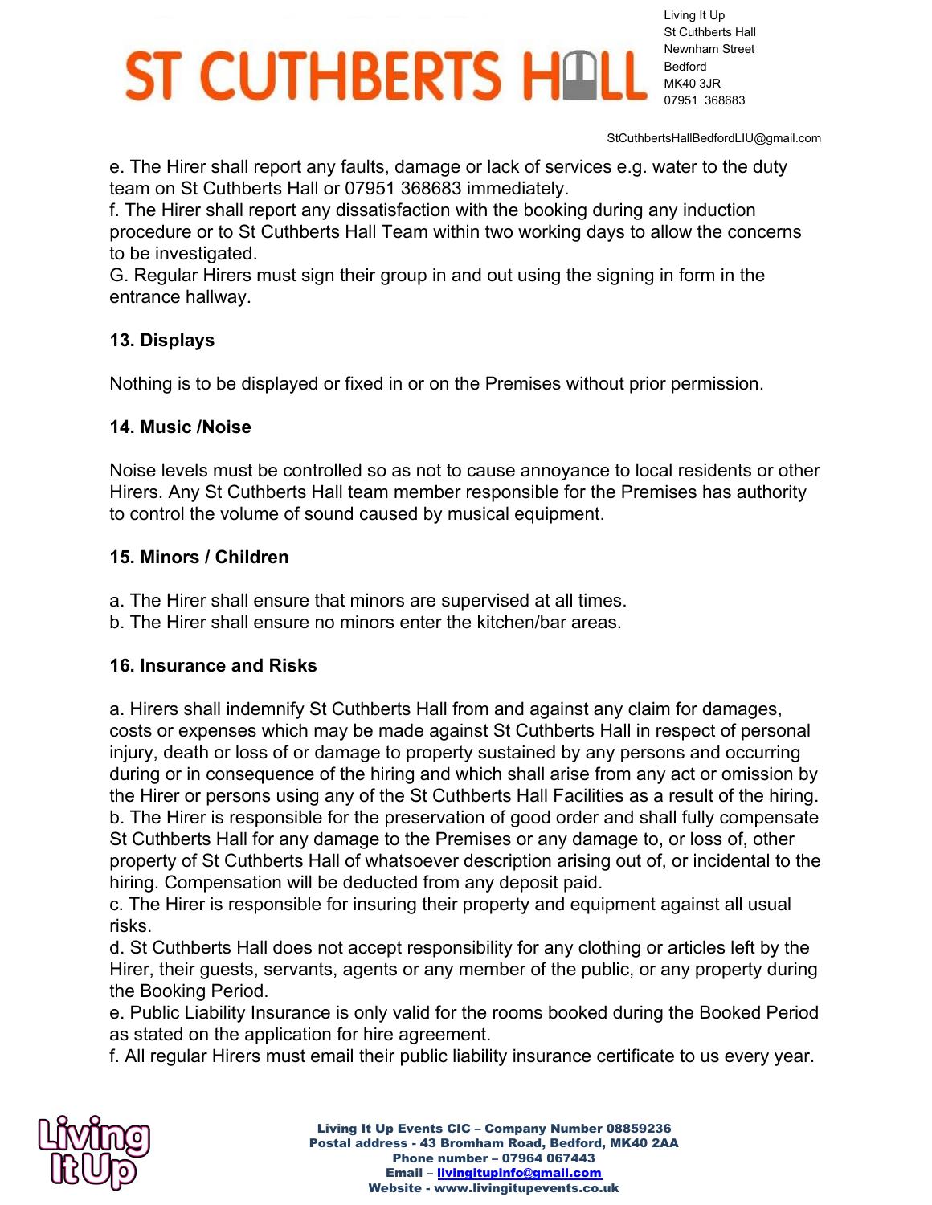e. The Hirer shall report any faults, damage or lack of services e.g. water to the duty team on St Cuthberts Hall or 07951 368683 immediately.
f. The Hirer shall report any dissatisfaction with the booking during any induction procedure or to St Cuthberts Hall Team within two working days to allow the concerns to be investigated.
G. Regular Hirers must sign their group in and out using the signing in form in the entrance hallway.

### 13. Displays

Nothing is to be displayed or fixed in or on the Premises without prior permission.

### 14. Music /Noise

Noise levels must be controlled so as not to cause annoyance to local residents or other Hirers. Any St Cuthberts Hall team member responsible for the Premises has authority to control the volume of sound caused by musical equipment.

### 15. Minors / Children

a. The Hirer shall ensure that minors are supervised at all times.
b. The Hirer shall ensure no minors enter the kitchen/bar areas.

### 16. Insurance and Risks

a. Hirers shall indemnify St Cuthberts Hall from and against any claim for damages, costs or expenses which may be made against St Cuthberts Hall in respect of personal injury, death or loss of or damage to property sustained by any persons and occurring during or in consequence of the hiring and which shall arise from any act or omission by the Hirer or persons using any of the St Cuthberts Hall Facilities as a result of the hiring.
b. The Hirer is responsible for the preservation of good order and shall fully compensate St Cuthberts Hall for any damage to the Premises or any damage to, or loss of, other property of St Cuthberts Hall of whatsoever description arising out of, or incidental to the hiring. Compensation will be deducted from any deposit paid.
c. The Hirer is responsible for insuring their property and equipment against all usual risks.
d. St Cuthberts Hall does not accept responsibility for any clothing or articles left by the Hirer, their guests, servants, agents or any member of the public, or any property during the Booking Period.
e. Public Liability Insurance is only valid for the rooms booked during the Booked Period as stated on the application for hire agreement.
f. All regular Hirers must email their public liability insurance certificate to us every year.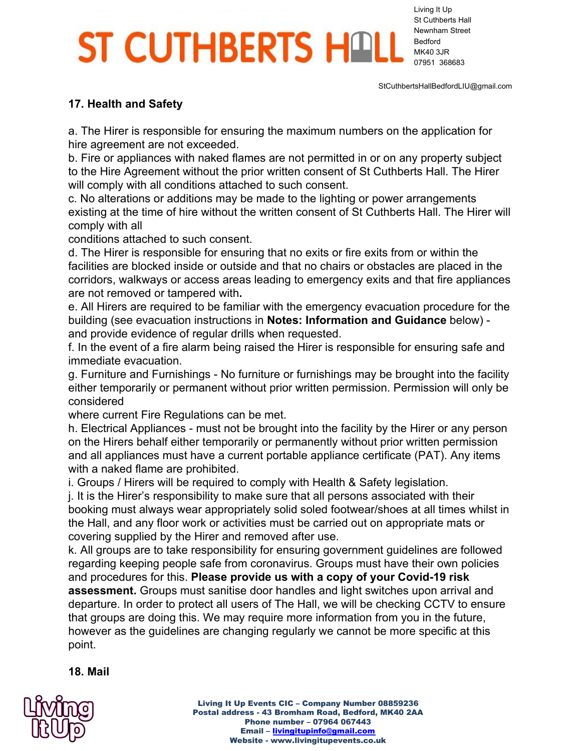## 17. Health and Safety

a. The Hirer is responsible for ensuring the maximum numbers on the application for hire agreement are not exceeded.
b. Fire or appliances with naked flames are not permitted in or on any property subject to the Hire Agreement without the prior written consent of St Cuthberts Hall. The Hirer will comply with all conditions attached to such consent.
c. No alterations or additions may be made to the lighting or power arrangements existing at the time of hire without the written consent of St Cuthberts Hall. The Hirer will comply with all conditions attached to such consent.
d. The Hirer is responsible for ensuring that no exits or fire exits from or within the facilities are blocked inside or outside and that no chairs or obstacles are placed in the corridors, walkways or access areas leading to emergency exits and that fire appliances are not removed or tampered with**.**
e. All Hirers are required to be familiar with the emergency evacuation procedure for the building (see evacuation instructions in **Notes: Information and Guidance** below) - and provide evidence of regular drills when requested.
f. In the event of a fire alarm being raised the Hirer is responsible for ensuring safe and immediate evacuation.
g. Furniture and Furnishings - No furniture or furnishings may be brought into the facility either temporarily or permanent without prior written permission. Permission will only be considered where current Fire Regulations can be met.
h. Electrical Appliances - must not be brought into the facility by the Hirer or any person on the Hirers behalf either temporarily or permanently without prior written permission and all appliances must have a current portable appliance certificate (PAT). Any items with a naked flame are prohibited.
i. Groups / Hirers will be required to comply with Health & Safety legislation.
j. It is the Hirer's responsibility to make sure that all persons associated with their booking must always wear appropriately solid soled footwear/shoes at all times whilst in the Hall, and any floor work or activities must be carried out on appropriate mats or covering supplied by the Hirer and removed after use.
k. All groups are to take responsibility for ensuring government guidelines are followed regarding keeping people safe from coronavirus. Groups must have their own policies and procedures for this. **Please provide us with a copy of your Covid-19 risk assessment.** Groups must sanitise door handles and light switches upon arrival and departure. In order to protect all users of The Hall, we will be checking CCTV to ensure that groups are doing this. We may require more information from you in the future, however as the guidelines are changing regularly we cannot be more specific at this point.

## 18. Mail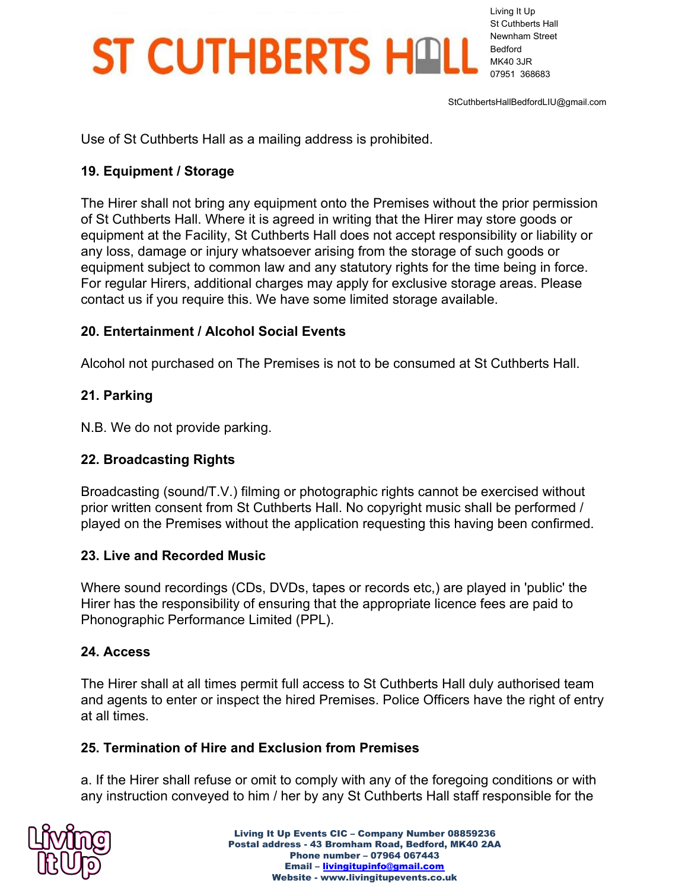Use of St Cuthberts Hall as a mailing address is prohibited.

**19. Equipment / Storage**

The Hirer shall not bring any equipment onto the Premises without the prior permission of St Cuthberts Hall. Where it is agreed in writing that the Hirer may store goods or equipment at the Facility, St Cuthberts Hall does not accept responsibility or liability or any loss, damage or injury whatsoever arising from the storage of such goods or equipment subject to common law and any statutory rights for the time being in force. For regular Hirers, additional charges may apply for exclusive storage areas. Please contact us if you require this. We have some limited storage available.

**20. Entertainment / Alcohol Social Events**

Alcohol not purchased on The Premises is not to be consumed at St Cuthberts Hall.

**21. Parking**

N.B. We do not provide parking.

**22. Broadcasting Rights**

Broadcasting (sound/T.V.) filming or photographic rights cannot be exercised without prior written consent from St Cuthberts Hall. No copyright music shall be performed / played on the Premises without the application requesting this having been confirmed.

**23. Live and Recorded Music**

Where sound recordings (CDs, DVDs, tapes or records etc,) are played in 'public' the Hirer has the responsibility of ensuring that the appropriate licence fees are paid to Phonographic Performance Limited (PPL).

**24. Access**

The Hirer shall at all times permit full access to St Cuthberts Hall duly authorised team and agents to enter or inspect the hired Premises. Police Officers have the right of entry at all times.

**25. Termination of Hire and Exclusion from Premises**

a. If the Hirer shall refuse or omit to comply with any of the foregoing conditions or with any instruction conveyed to him / her by any St Cuthberts Hall staff responsible for the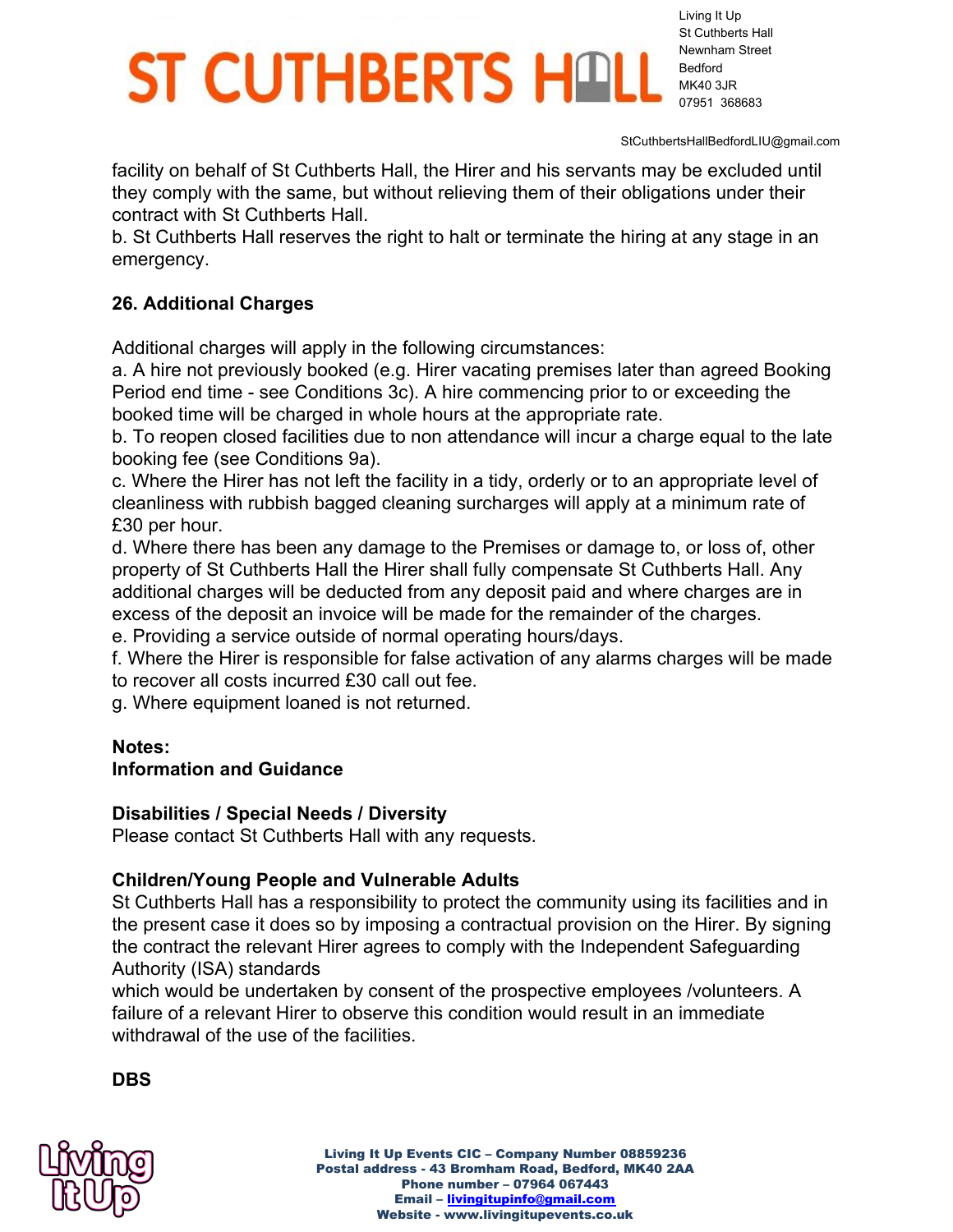facility on behalf of St Cuthberts Hall, the Hirer and his servants may be excluded until they comply with the same, but without relieving them of their obligations under their contract with St Cuthberts Hall.
b. St Cuthberts Hall reserves the right to halt or terminate the hiring at any stage in an emergency.

### 26. Additional Charges

Additional charges will apply in the following circumstances:
a. A hire not previously booked (e.g. Hirer vacating premises later than agreed Booking Period end time - see Conditions 3c). A hire commencing prior to or exceeding the booked time will be charged in whole hours at the appropriate rate.
b. To reopen closed facilities due to non attendance will incur a charge equal to the late booking fee (see Conditions 9a).
c. Where the Hirer has not left the facility in a tidy, orderly or to an appropriate level of cleanliness with rubbish bagged cleaning surcharges will apply at a minimum rate of £30 per hour.
d. Where there has been any damage to the Premises or damage to, or loss of, other property of St Cuthberts Hall the Hirer shall fully compensate St Cuthberts Hall. Any additional charges will be deducted from any deposit paid and where charges are in excess of the deposit an invoice will be made for the remainder of the charges.
e. Providing a service outside of normal operating hours/days.
f. Where the Hirer is responsible for false activation of any alarms charges will be made to recover all costs incurred £30 call out fee.
g. Where equipment loaned is not returned.

**Notes:**
**Information and Guidance**

**Disabilities / Special Needs / Diversity**
Please contact St Cuthberts Hall with any requests.

**Children/Young People and Vulnerable Adults**
St Cuthberts Hall has a responsibility to protect the community using its facilities and in the present case it does so by imposing a contractual provision on the Hirer. By signing the contract the relevant Hirer agrees to comply with the Independent Safeguarding Authority (ISA) standards
which would be undertaken by consent of the prospective employees /volunteers. A failure of a relevant Hirer to observe this condition would result in an immediate withdrawal of the use of the facilities.

**DBS**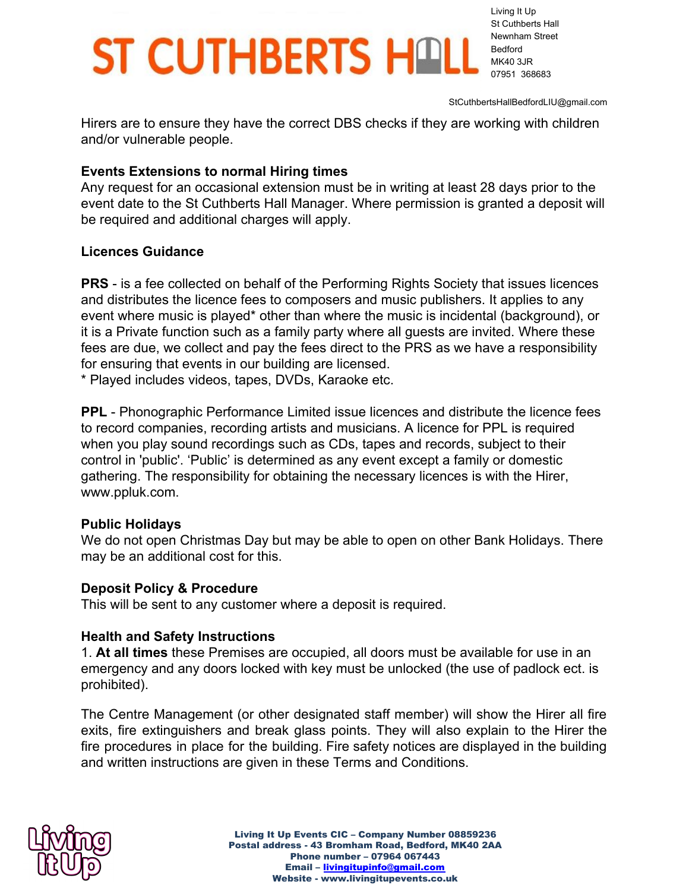Hirers are to ensure they have the correct DBS checks if they are working with children and/or vulnerable people.

**Events Extensions to normal Hiring times**

Any request for an occasional extension must be in writing at least 28 days prior to the event date to the St Cuthberts Hall Manager. Where permission is granted a deposit will be required and additional charges will apply.

**Licences Guidance**

**PRS** - is a fee collected on behalf of the Performing Rights Society that issues licences and distributes the licence fees to composers and music publishers. It applies to any event where music is played* other than where the music is incidental (background), or it is a Private function such as a family party where all guests are invited. Where these fees are due, we collect and pay the fees direct to the PRS as we have a responsibility for ensuring that events in our building are licensed.
* Played includes videos, tapes, DVDs, Karaoke etc.

**PPL** - Phonographic Performance Limited issue licences and distribute the licence fees to record companies, recording artists and musicians. A licence for PPL is required when you play sound recordings such as CDs, tapes and records, subject to their control in 'public'. 'Public' is determined as any event except a family or domestic gathering. The responsibility for obtaining the necessary licences is with the Hirer, www.ppluk.com.

**Public Holidays**

We do not open Christmas Day but may be able to open on other Bank Holidays. There may be an additional cost for this.

**Deposit Policy & Procedure**

This will be sent to any customer where a deposit is required.

**Health and Safety Instructions**

1. **At all times** these Premises are occupied, all doors must be available for use in an emergency and any doors locked with key must be unlocked (the use of padlock ect. is prohibited).

The Centre Management (or other designated staff member) will show the Hirer all fire exits, fire extinguishers and break glass points. They will also explain to the Hirer the fire procedures in place for the building. Fire safety notices are displayed in the building and written instructions are given in these Terms and Conditions.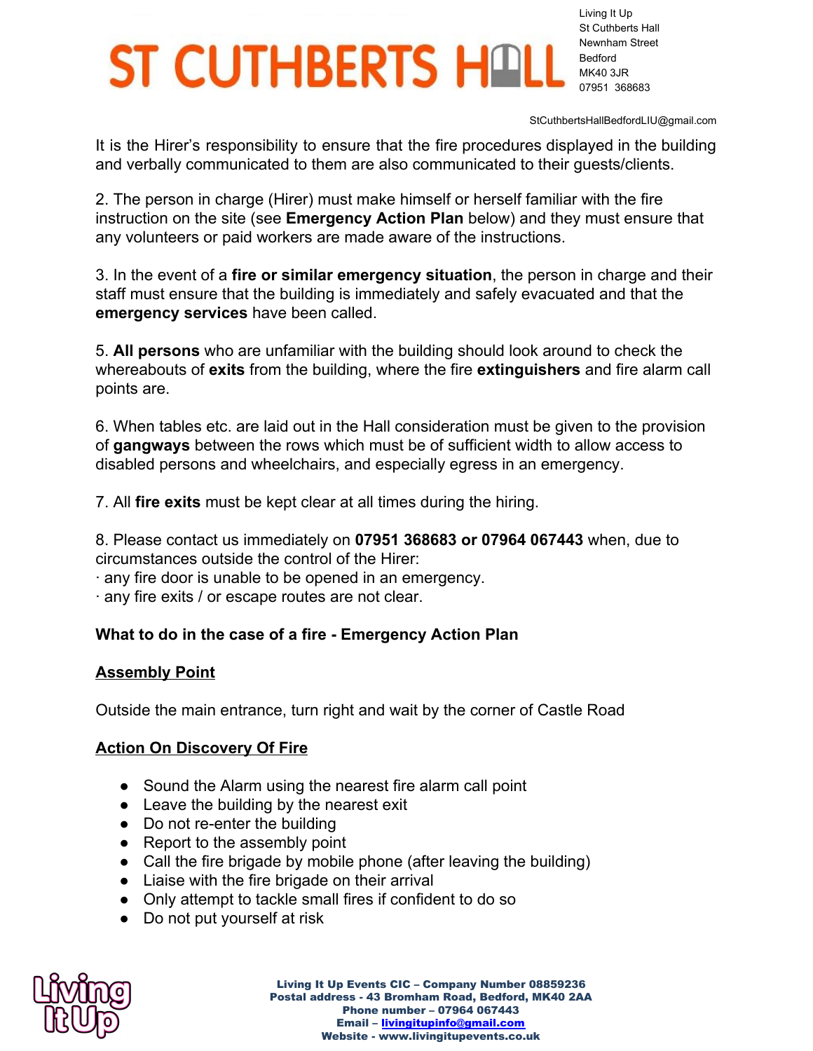It is the Hirer's responsibility to ensure that the fire procedures displayed in the building and verbally communicated to them are also communicated to their guests/clients.

2. The person in charge (Hirer) must make himself or herself familiar with the fire instruction on the site (see **Emergency Action Plan** below) and they must ensure that any volunteers or paid workers are made aware of the instructions.

3. In the event of a **fire or similar emergency situation**, the person in charge and their staff must ensure that the building is immediately and safely evacuated and that the **emergency services** have been called.

5. **All persons** who are unfamiliar with the building should look around to check the whereabouts of **exits** from the building, where the fire **extinguishers** and fire alarm call points are.

6. When tables etc. are laid out in the Hall consideration must be given to the provision of **gangways** between the rows which must be of sufficient width to allow access to disabled persons and wheelchairs, and especially egress in an emergency.

7. All **fire exits** must be kept clear at all times during the hiring.

8. Please contact us immediately on **07951 368683 or 07964 067443** when, due to circumstances outside the control of the Hirer:
· any fire door is unable to be opened in an emergency.
· any fire exits / or escape routes are not clear.

**What to do in the case of a fire - Emergency Action Plan**

**Assembly Point**

Outside the main entrance, turn right and wait by the corner of Castle Road

**Action On Discovery Of Fire**

- Sound the Alarm using the nearest fire alarm call point
- Leave the building by the nearest exit
- Do not re-enter the building
- Report to the assembly point
- Call the fire brigade by mobile phone (after leaving the building)
- Liaise with the fire brigade on their arrival
- Only attempt to tackle small fires if confident to do so
- Do not put yourself at risk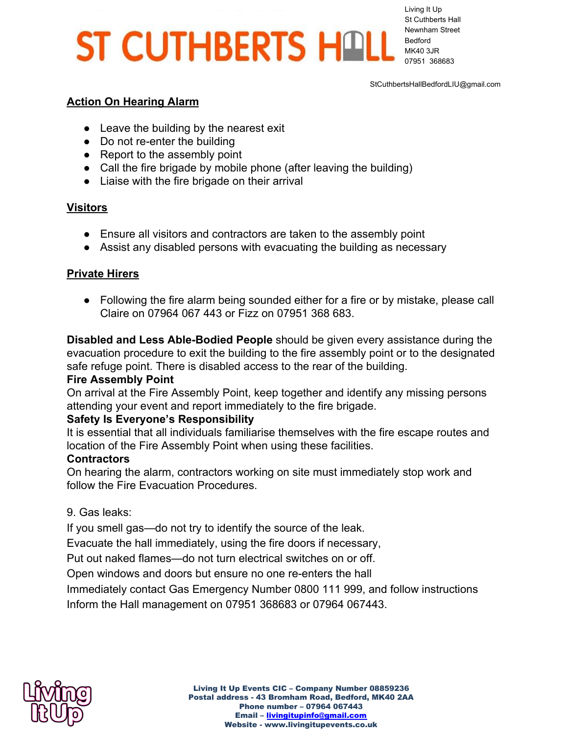# ST CUTHBERTS HALL

Living It Up
St Cuthberts Hall
Newnham Street
Bedford
MK40 3JR
07951 368683

StCuthbertsHallBedfordLIU@gmail.com

## Action On Hearing Alarm

- Leave the building by the nearest exit
- Do not re-enter the building
- Report to the assembly point
- Call the fire brigade by mobile phone (after leaving the building)
- Liaise with the fire brigade on their arrival

## Visitors

- Ensure all visitors and contractors are taken to the assembly point
- Assist any disabled persons with evacuating the building as necessary

## Private Hirers

- Following the fire alarm being sounded either for a fire or by mistake, please call Claire on 07964 067 443 or Fizz on 07951 368 683.

**Disabled and Less Able-Bodied People** should be given every assistance during the evacuation procedure to exit the building to the fire assembly point or to the designated safe refuge point. There is disabled access to the rear of the building.

**Fire Assembly Point**

On arrival at the Fire Assembly Point, keep together and identify any missing persons attending your event and report immediately to the fire brigade.

**Safety Is Everyone's Responsibility**

It is essential that all individuals familiarise themselves with the fire escape routes and location of the Fire Assembly Point when using these facilities.

**Contractors**

On hearing the alarm, contractors working on site must immediately stop work and follow the Fire Evacuation Procedures.

9. Gas leaks:

If you smell gas—do not try to identify the source of the leak.

Evacuate the hall immediately, using the fire doors if necessary,

Put out naked flames—do not turn electrical switches on or off.

Open windows and doors but ensure no one re-enters the hall

Immediately contact Gas Emergency Number 0800 111 999, and follow instructions

Inform the Hall management on 07951 368683 or 07964 067443.

**Living It Up Events CIC – Company Number 08859236**
**Postal address - 43 Bromham Road, Bedford, MK40 2AA**
**Phone number – 07964 067443**
**Email – livingitupinfo@gmail.com**
**Website - www.livingitupevents.co.uk**